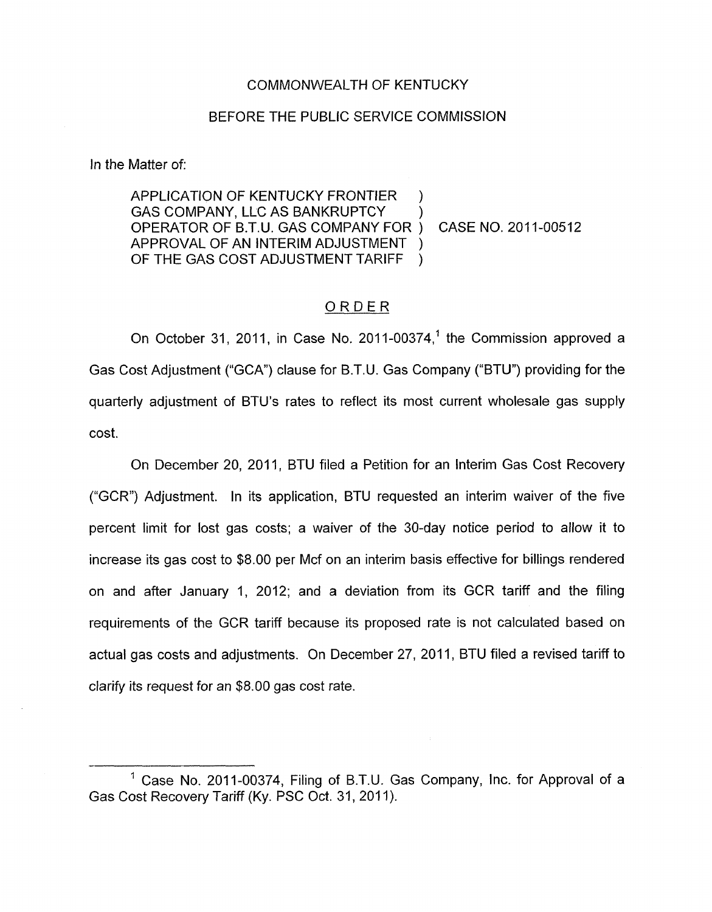COMMONWEALTH OF KENTUCKY

BEFORE THE PUBLIC SERVICE COMMISSION

In the Matter of:

| | | |
|---|---|---|
| APPLICATION OF KENTUCKY FRONTIER GAS COMPANY, LLC AS BANKRUPTCY OPERATOR OF B.T.U. GAS COMPANY FOR APPROVAL OF AN INTERIM ADJUSTMENT OF THE GAS COST ADJUSTMENT TARIFF | ) ) ) ) ) | CASE NO. 2011-00512 |

ORDER

On October 31, 2011, in Case No. 2011-00374,[1] the Commission approved a Gas Cost Adjustment ("GCA") clause for B.T.U. Gas Company ("BTU") providing for the quarterly adjustment of BTU's rates to reflect its most current wholesale gas supply cost.

On December 20, 2011, BTU filed a Petition for an Interim Gas Cost Recovery ("GCR") Adjustment. In its application, BTU requested an interim waiver of the five percent limit for lost gas costs; a waiver of the 30-day notice period to allow it to increase its gas cost to $8.00 per Mcf on an interim basis effective for billings rendered on and after January 1, 2012; and a deviation from its GCR tariff and the filing requirements of the GCR tariff because its proposed rate is not calculated based on actual gas costs and adjustments. On December 27, 2011, BTU filed a revised tariff to clarify its request for an $8.00 gas cost rate.

---

[1] Case No. 2011-00374, Filing of B.T.U. Gas Company, Inc. for Approval of a Gas Cost Recovery Tariff (Ky. PSC Oct. 31, 2011).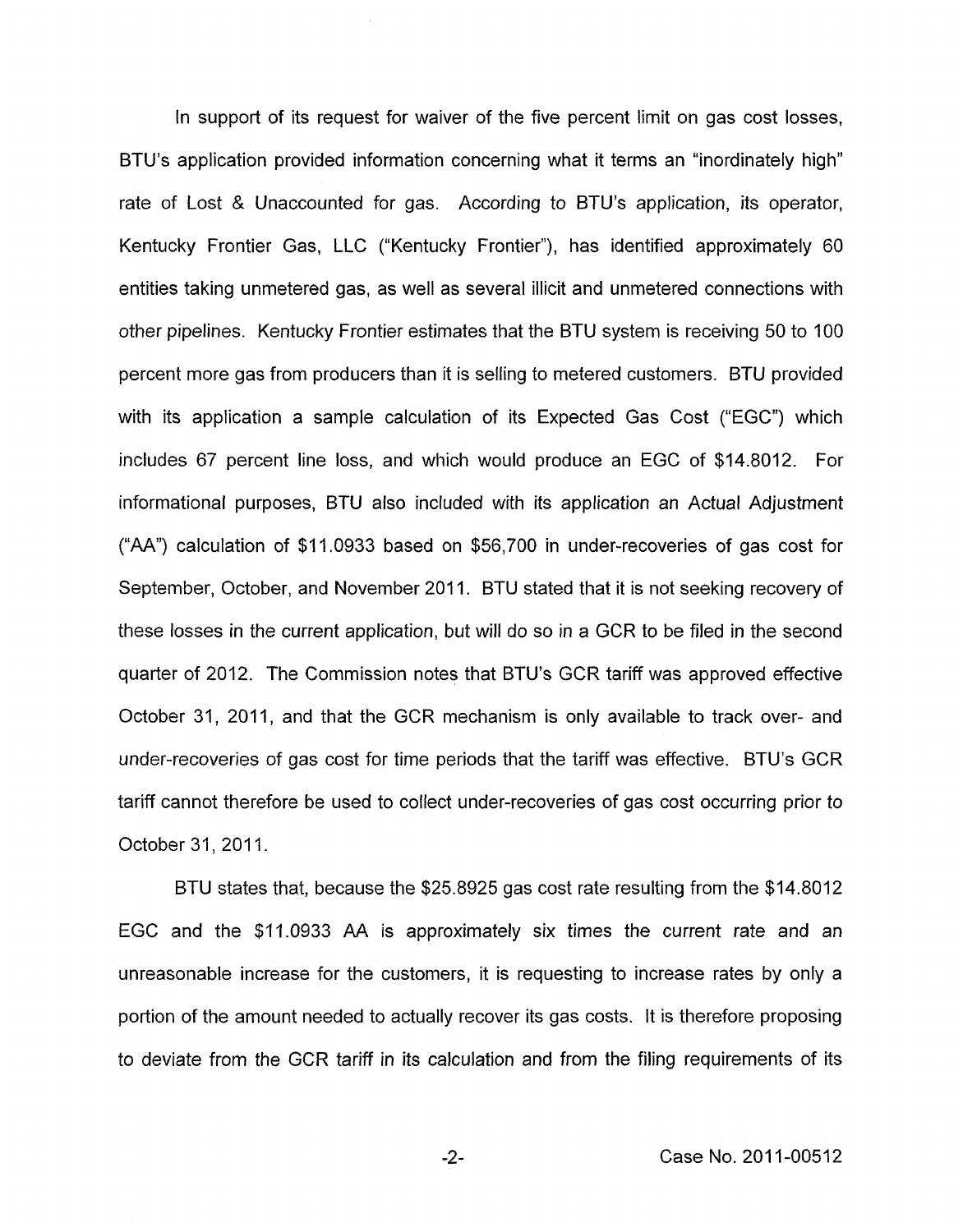In support of its request for waiver of the five percent limit on gas cost losses, BTU's application provided information concerning what it terms an "inordinately high" rate of Lost & Unaccounted for gas. According to BTU's application, its operator, Kentucky Frontier Gas, LLC ("Kentucky Frontier"), has identified approximately 60 entities taking unmetered gas, as well as several illicit and unmetered connections with other pipelines. Kentucky Frontier estimates that the BTU system is receiving 50 to 100 percent more gas from producers than it is selling to metered customers. BTU provided with its application a sample calculation of its Expected Gas Cost ("EGC") which includes 67 percent line loss, and which would produce an EGC of $14.8012. For informational purposes, BTU also included with its application an Actual Adjustment ("AA") calculation of $11.0933 based on $56,700 in under-recoveries of gas cost for September, October, and November 2011. BTU stated that it is not seeking recovery of these losses in the current application, but will do so in a GCR to be filed in the second quarter of 2012. The Commission notes that BTU's GCR tariff was approved effective October 31, 2011, and that the GCR mechanism is only available to track over- and under-recoveries of gas cost for time periods that the tariff was effective. BTU's GCR tariff cannot therefore be used to collect under-recoveries of gas cost occurring prior to October 31, 2011.

BTU states that, because the $25.8925 gas cost rate resulting from the $14.8012 EGC and the $11.0933 AA is approximately six times the current rate and an unreasonable increase for the customers, it is requesting to increase rates by only a portion of the amount needed to actually recover its gas costs. It is therefore proposing to deviate from the GCR tariff in its calculation and from the filing requirements of its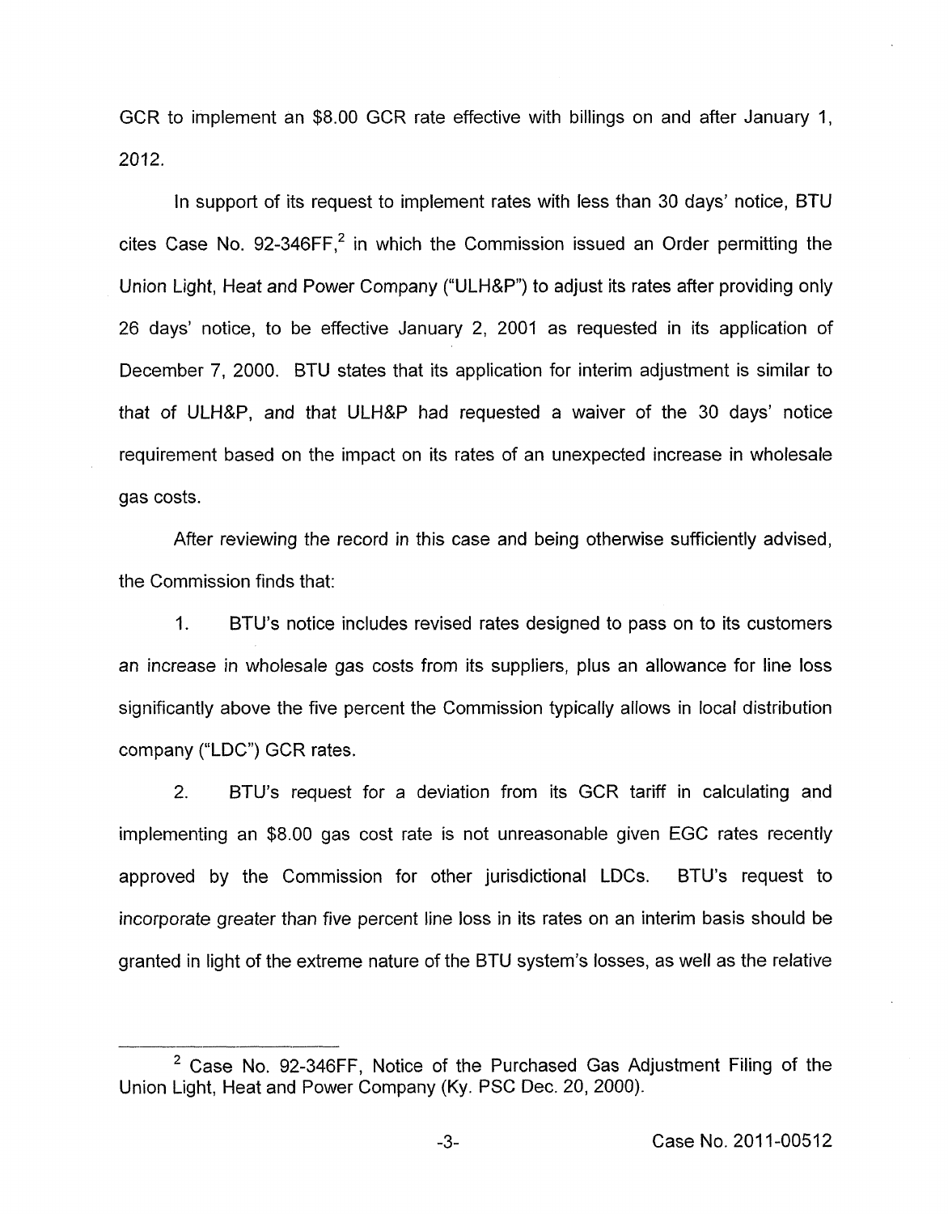GCR to implement an $8.00 GCR rate effective with billings on and after January 1, 2012.

In support of its request to implement rates with less than 30 days' notice, BTU cites Case No. 92-346FF,[2] in which the Commission issued an Order permitting the Union Light, Heat and Power Company ("ULH&P") to adjust its rates after providing only 26 days' notice, to be effective January 2, 2001 as requested in its application of December 7, 2000. BTU states that its application for interim adjustment is similar to that of ULH&P, and that ULH&P had requested a waiver of the 30 days' notice requirement based on the impact on its rates of an unexpected increase in wholesale gas costs.

After reviewing the record in this case and being otherwise sufficiently advised, the Commission finds that:

1. BTU's notice includes revised rates designed to pass on to its customers an increase in wholesale gas costs from its suppliers, plus an allowance for line loss significantly above the five percent the Commission typically allows in local distribution company ("LDC") GCR rates.

2. BTU's request for a deviation from its GCR tariff in calculating and implementing an $8.00 gas cost rate is not unreasonable given EGC rates recently approved by the Commission for other jurisdictional LDCs. BTU's request to incorporate greater than five percent line loss in its rates on an interim basis should be granted in light of the extreme nature of the BTU system's losses, as well as the relative

---

[2] Case No. 92-346FF, Notice of the Purchased Gas Adjustment Filing of the Union Light, Heat and Power Company (Ky. PSC Dec. 20, 2000).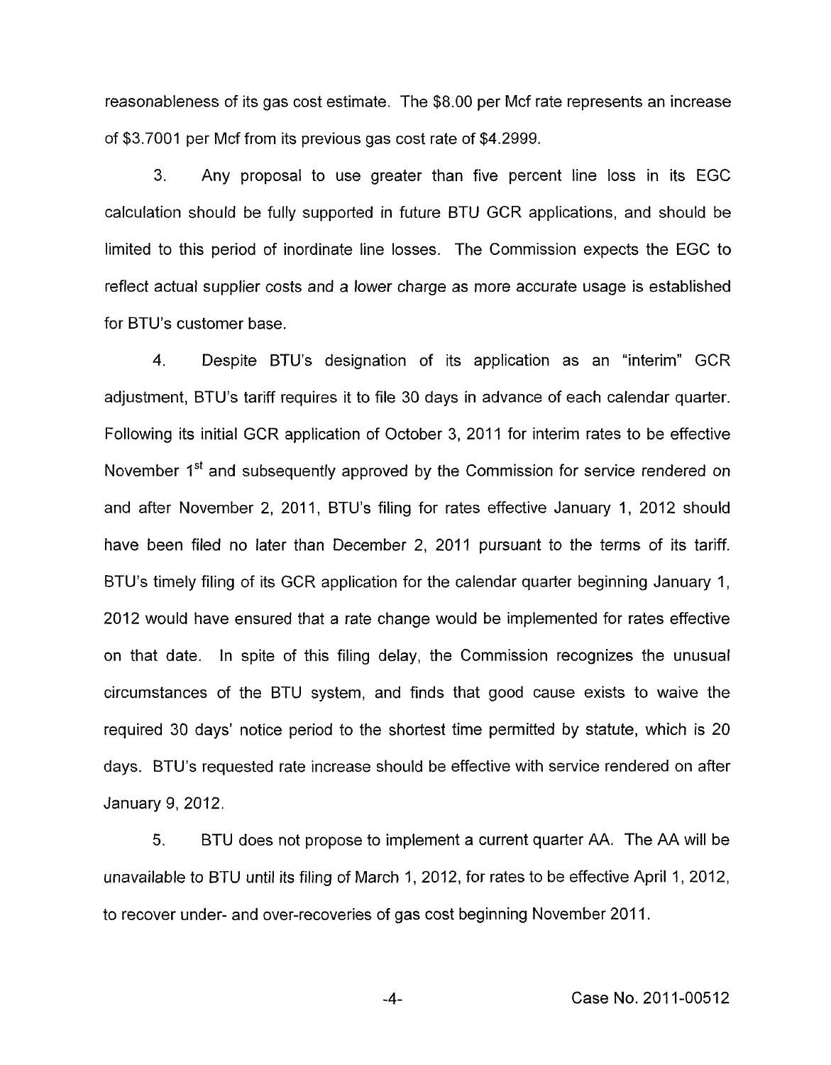reasonableness of its gas cost estimate. The $8.00 per Mcf rate represents an increase of $3.7001 per Mcf from its previous gas cost rate of $4.2999.

3. Any proposal to use greater than five percent line loss in its EGC calculation should be fully supported in future BTU GCR applications, and should be limited to this period of inordinate line losses. The Commission expects the EGC to reflect actual supplier costs and a lower charge as more accurate usage is established for BTU's customer base.

4. Despite BTU's designation of its application as an "interim" GCR adjustment, BTU's tariff requires it to file 30 days in advance of each calendar quarter. Following its initial GCR application of October 3, 2011 for interim rates to be effective November 1st and subsequently approved by the Commission for service rendered on and after November 2, 2011, BTU's filing for rates effective January 1, 2012 should have been filed no later than December 2, 2011 pursuant to the terms of its tariff. BTU's timely filing of its GCR application for the calendar quarter beginning January 1, 2012 would have ensured that a rate change would be implemented for rates effective on that date. In spite of this filing delay, the Commission recognizes the unusual circumstances of the BTU system, and finds that good cause exists to waive the required 30 days' notice period to the shortest time permitted by statute, which is 20 days. BTU's requested rate increase should be effective with service rendered on after January 9, 2012.

5. BTU does not propose to implement a current quarter AA. The AA will be unavailable to BTU until its filing of March 1, 2012, for rates to be effective April 1, 2012, to recover under- and over-recoveries of gas cost beginning November 2011.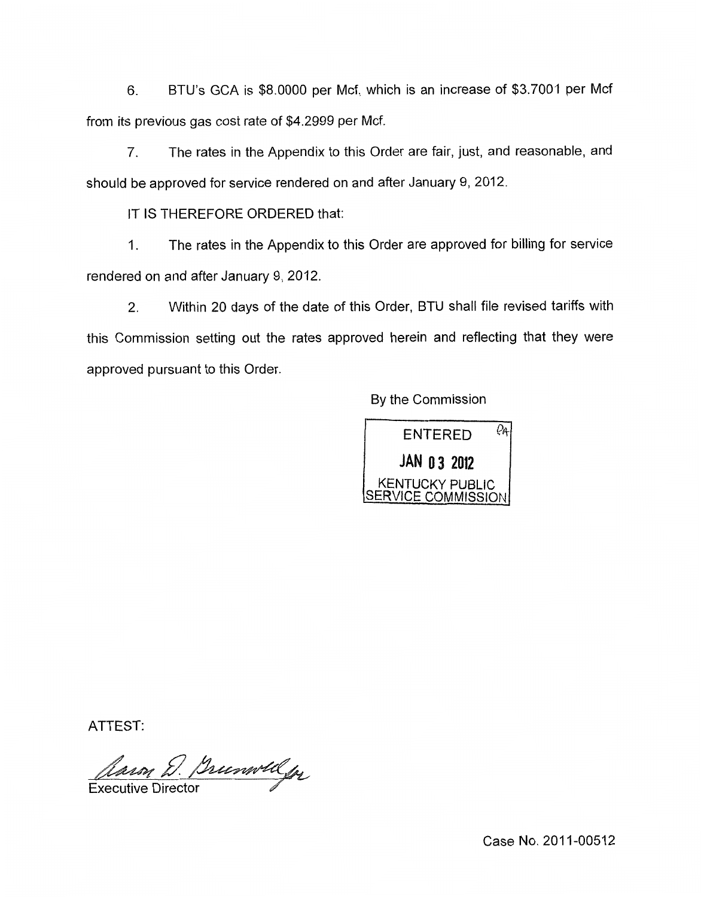6. BTU's GCA is $8.0000 per Mcf, which is an increase of $3.7001 per Mcf from its previous gas cost rate of $4.2999 per Mcf.

7. The rates in the Appendix to this Order are fair, just, and reasonable, and should be approved for service rendered on and after January 9, 2012.

IT IS THEREFORE ORDERED that:

1. The rates in the Appendix to this Order are approved for billing for service rendered on and after January 9, 2012.

2. Within 20 days of the date of this Order, BTU shall file revised tariffs with this Commission setting out the rates approved herein and reflecting that they were approved pursuant to this Order.

By the Commission

ENTERED
JAN 03 2012
KENTUCKY PUBLIC SERVICE COMMISSION

ATTEST:

Aaron D. Greenwell for
Executive Director

Case No. 2011-00512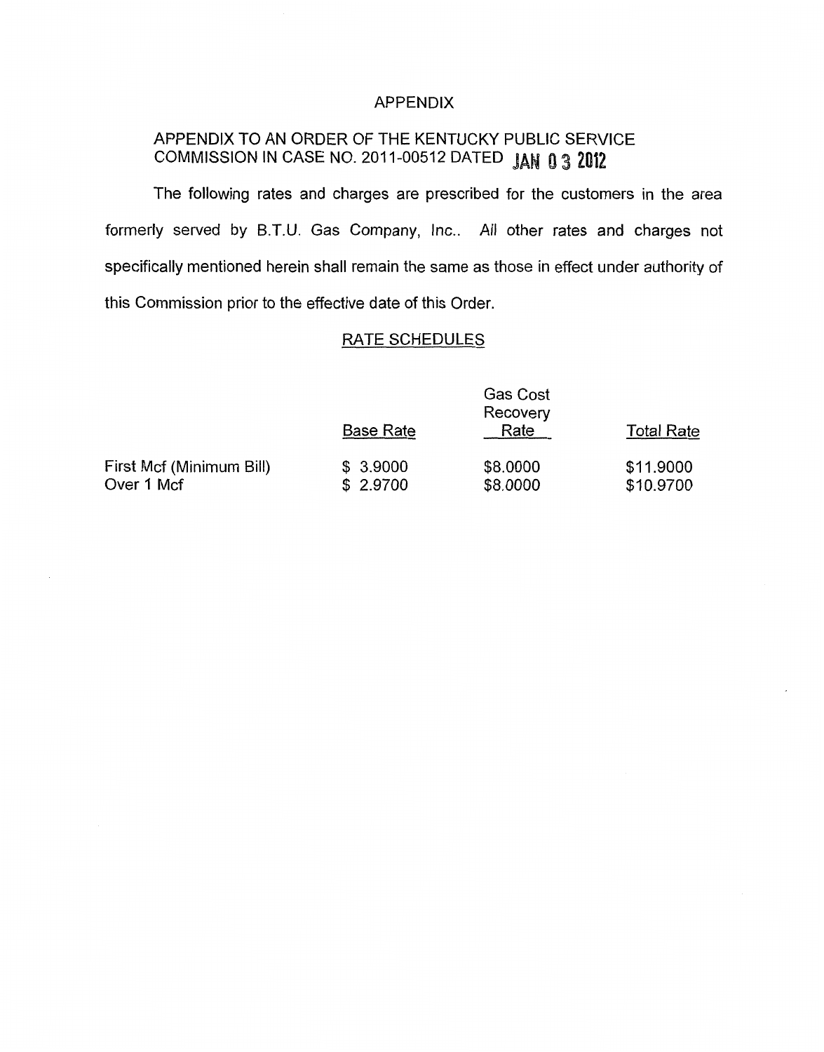# APPENDIX

## APPENDIX TO AN ORDER OF THE KENTUCKY PUBLIC SERVICE COMMISSION IN CASE NO. 2011-00512 DATED JAN 03 2012

The following rates and charges are prescribed for the customers in the area formerly served by B.T.U. Gas Company, Inc.. All other rates and charges not specifically mentioned herein shall remain the same as those in effect under authority of this Commission prior to the effective date of this Order.

## RATE SCHEDULES

| | Base Rate | Gas Cost Recovery Rate | Total Rate |
|---|---|---|---|
| First Mcf (Minimum Bill) | $ 3.9000 | $8.0000 | $11.9000 |
| Over 1 Mcf | $ 2.9700 | $8.0000 | $10.9700 |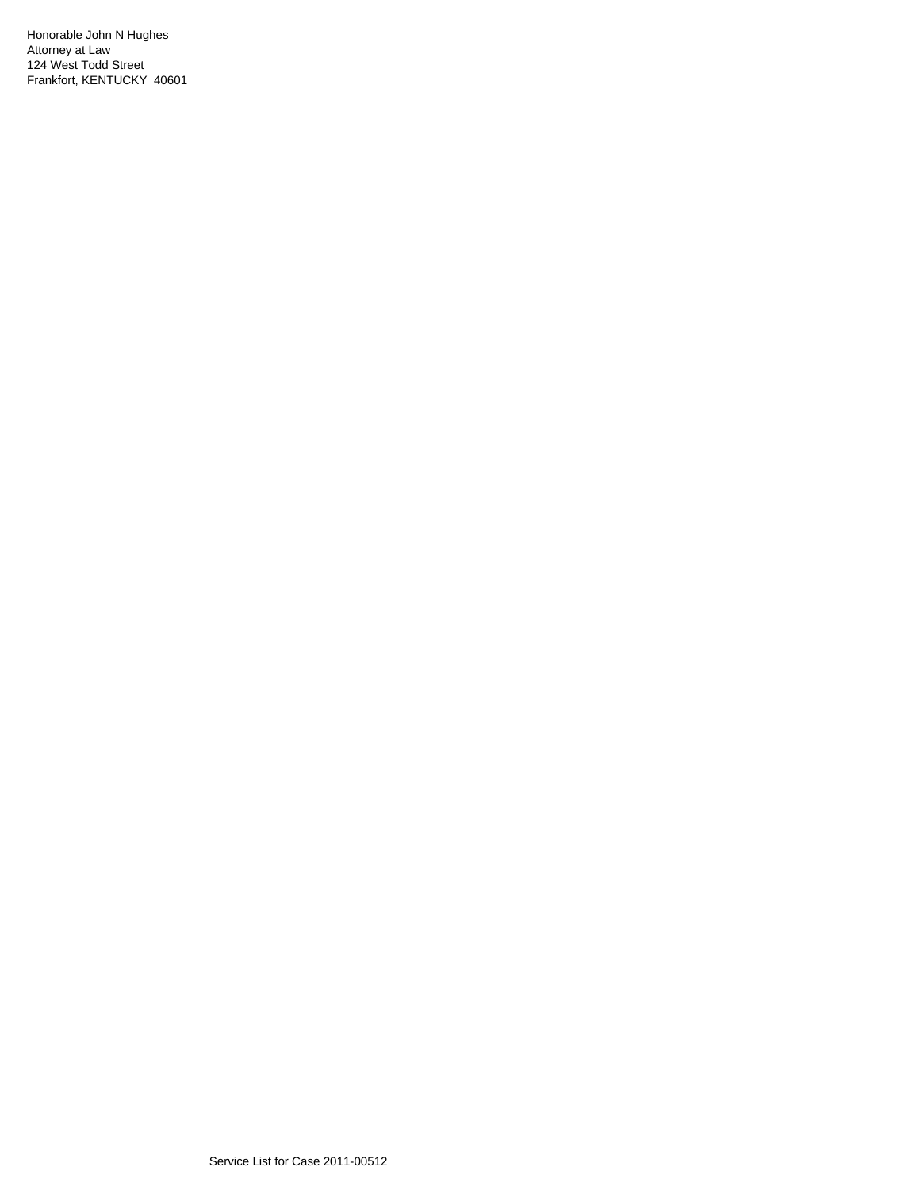Honorable John N Hughes
Attorney at Law
124 West Todd Street
Frankfort, KENTUCKY  40601